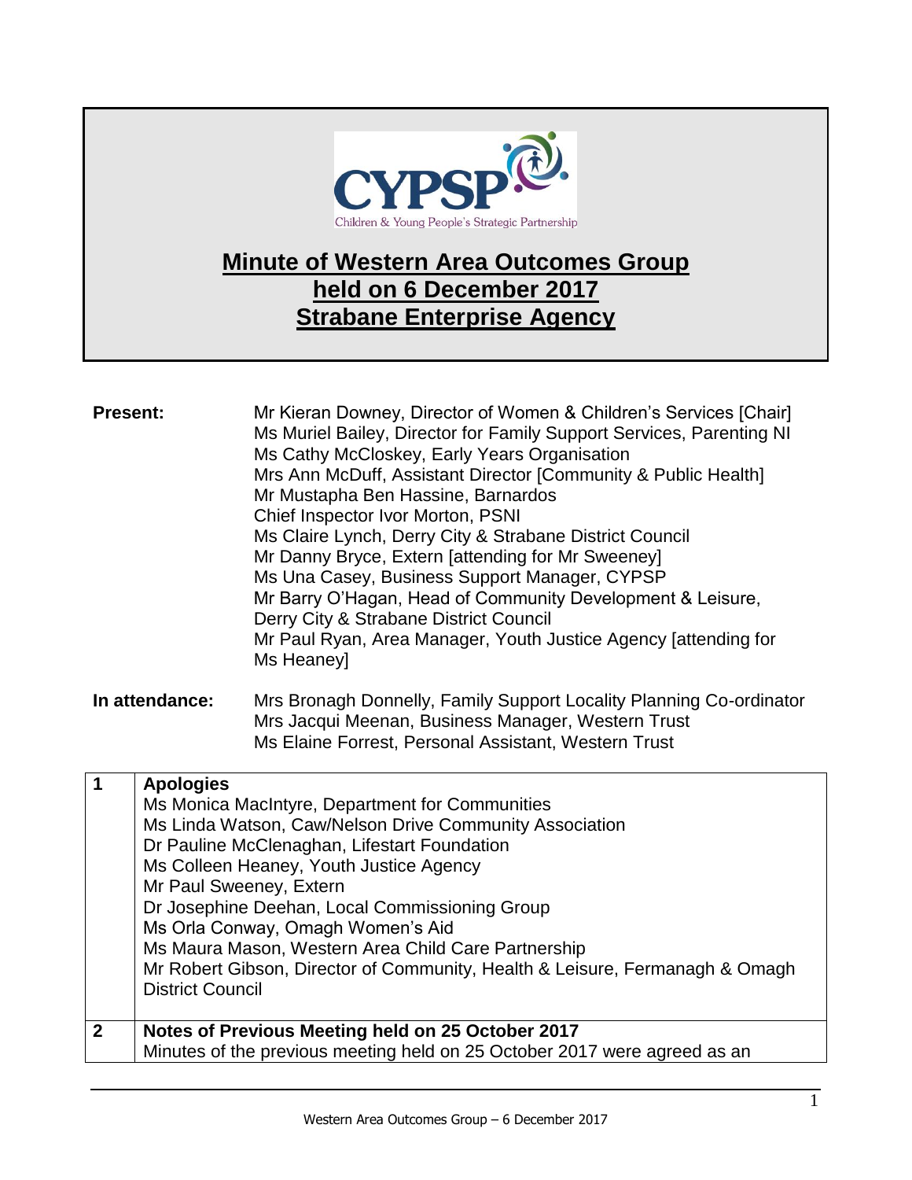# Minute of Western Area Outcomes Group held on 6 December 2017 Strabane Enterprise Agency

**Present:**

Mr Kieran Downey, Director of Women & Children's Services [Chair]
Ms Muriel Bailey, Director for Family Support Services, Parenting NI
Ms Cathy McCloskey, Early Years Organisation
Mrs Ann McDuff, Assistant Director [Community & Public Health]
Mr Mustapha Ben Hassine, Barnardos
Chief Inspector Ivor Morton, PSNI
Ms Claire Lynch, Derry City & Strabane District Council
Mr Danny Bryce, Extern [attending for Mr Sweeney]
Ms Una Casey, Business Support Manager, CYPSP
Mr Barry O'Hagan, Head of Community Development & Leisure, Derry City & Strabane District Council
Mr Paul Ryan, Area Manager, Youth Justice Agency [attending for Ms Heaney]

**In attendance:**

Mrs Bronagh Donnelly, Family Support Locality Planning Co-ordinator
Mrs Jacqui Meenan, Business Manager, Western Trust
Ms Elaine Forrest, Personal Assistant, Western Trust

| | |
|---|---|
| **1** | **Apologies**<br>Ms Monica MacIntyre, Department for Communities<br>Ms Linda Watson, Caw/Nelson Drive Community Association<br>Dr Pauline McClenaghan, Lifestart Foundation<br>Ms Colleen Heaney, Youth Justice Agency<br>Mr Paul Sweeney, Extern<br>Dr Josephine Deehan, Local Commissioning Group<br>Ms Orla Conway, Omagh Women's Aid<br>Ms Maura Mason, Western Area Child Care Partnership<br>Mr Robert Gibson, Director of Community, Health & Leisure, Fermanagh & Omagh District Council |
| **2** | **Notes of Previous Meeting held on 25 October 2017**<br>Minutes of the previous meeting held on 25 October 2017 were agreed as an |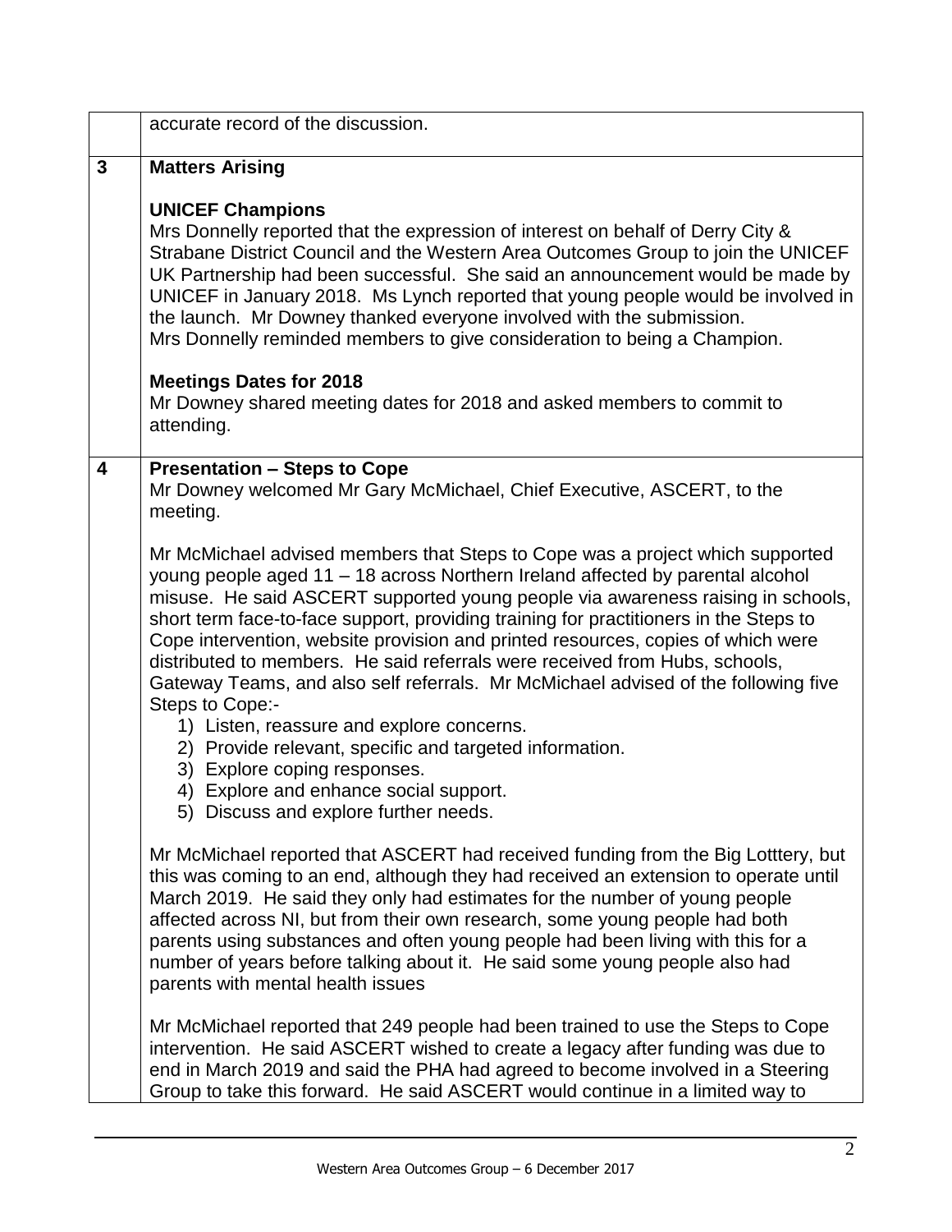| | |
|---|---|
| | accurate record of the discussion. |
| **3** | **Matters Arising**<br><br>**UNICEF Champions**<br>Mrs Donnelly reported that the expression of interest on behalf of Derry City & Strabane District Council and the Western Area Outcomes Group to join the UNICEF UK Partnership had been successful. She said an announcement would be made by UNICEF in January 2018. Ms Lynch reported that young people would be involved in the launch. Mr Downey thanked everyone involved with the submission.<br>Mrs Donnelly reminded members to give consideration to being a Champion.<br><br>**Meetings Dates for 2018**<br>Mr Downey shared meeting dates for 2018 and asked members to commit to attending. |
| **4** | **Presentation – Steps to Cope**<br>Mr Downey welcomed Mr Gary McMichael, Chief Executive, ASCERT, to the meeting.<br><br>Mr McMichael advised members that Steps to Cope was a project which supported young people aged 11 – 18 across Northern Ireland affected by parental alcohol misuse. He said ASCERT supported young people via awareness raising in schools, short term face-to-face support, providing training for practitioners in the Steps to Cope intervention, website provision and printed resources, copies of which were distributed to members. He said referrals were received from Hubs, schools, Gateway Teams, and also self referrals. Mr McMichael advised of the following five Steps to Cope:-<br>1) Listen, reassure and explore concerns.<br>2) Provide relevant, specific and targeted information.<br>3) Explore coping responses.<br>4) Explore and enhance social support.<br>5) Discuss and explore further needs.<br><br>Mr McMichael reported that ASCERT had received funding from the Big Lotttery, but this was coming to an end, although they had received an extension to operate until March 2019. He said they only had estimates for the number of young people affected across NI, but from their own research, some young people had both parents using substances and often young people had been living with this for a number of years before talking about it. He said some young people also had parents with mental health issues<br><br>Mr McMichael reported that 249 people had been trained to use the Steps to Cope intervention. He said ASCERT wished to create a legacy after funding was due to end in March 2019 and said the PHA had agreed to become involved in a Steering Group to take this forward. He said ASCERT would continue in a limited way to |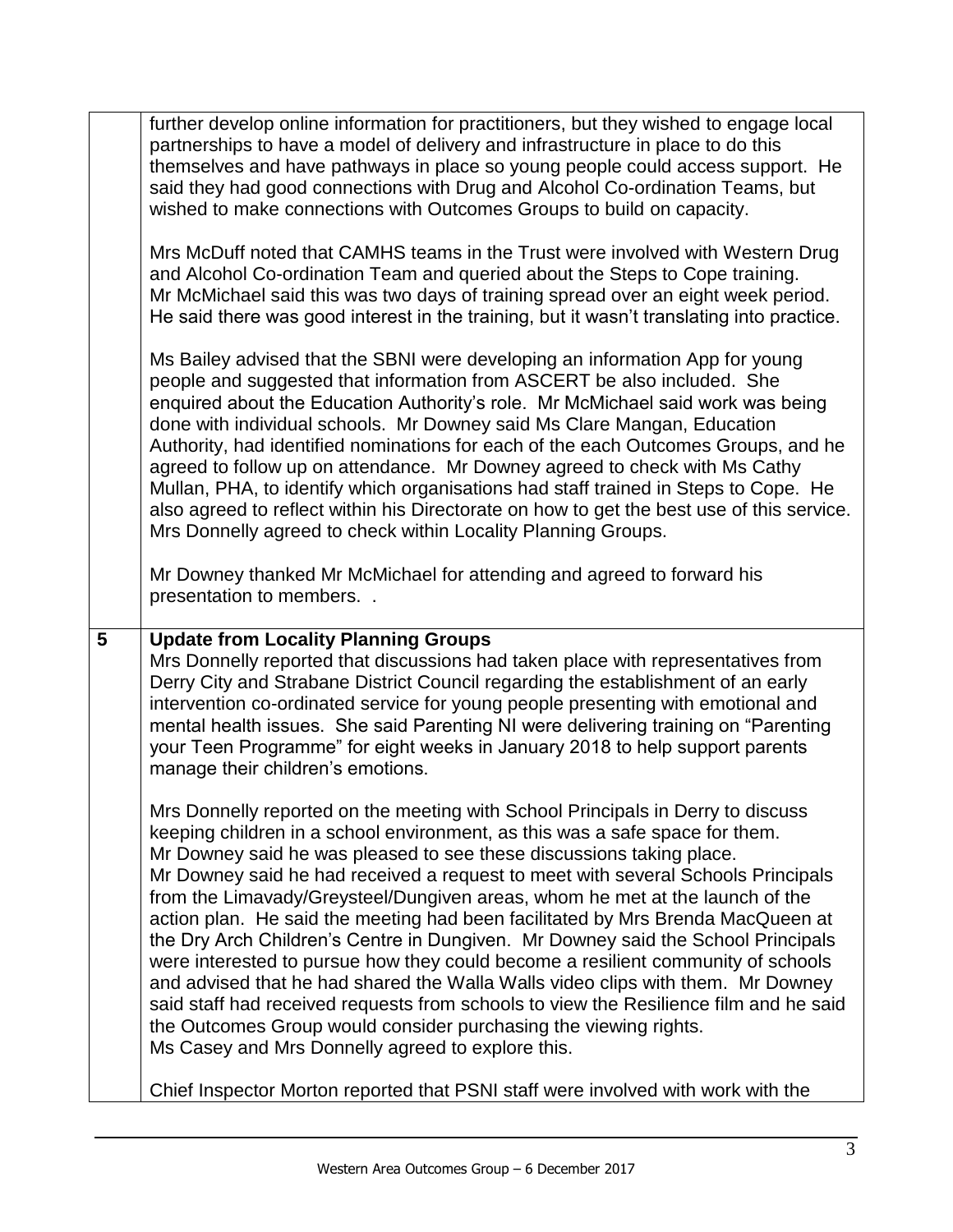| | |
|---|---|
| | further develop online information for practitioners, but they wished to engage local partnerships to have a model of delivery and infrastructure in place to do this themselves and have pathways in place so young people could access support. He said they had good connections with Drug and Alcohol Co-ordination Teams, but wished to make connections with Outcomes Groups to build on capacity.<br><br>Mrs McDuff noted that CAMHS teams in the Trust were involved with Western Drug and Alcohol Co-ordination Team and queried about the Steps to Cope training. Mr McMichael said this was two days of training spread over an eight week period. He said there was good interest in the training, but it wasn't translating into practice.<br><br>Ms Bailey advised that the SBNI were developing an information App for young people and suggested that information from ASCERT be also included. She enquired about the Education Authority's role. Mr McMichael said work was being done with individual schools. Mr Downey said Ms Clare Mangan, Education Authority, had identified nominations for each of the each Outcomes Groups, and he agreed to follow up on attendance. Mr Downey agreed to check with Ms Cathy Mullan, PHA, to identify which organisations had staff trained in Steps to Cope. He also agreed to reflect within his Directorate on how to get the best use of this service. Mrs Donnelly agreed to check within Locality Planning Groups.<br><br>Mr Downey thanked Mr McMichael for attending and agreed to forward his presentation to members. . |
| **5** | **Update from Locality Planning Groups**<br>Mrs Donnelly reported that discussions had taken place with representatives from Derry City and Strabane District Council regarding the establishment of an early intervention co-ordinated service for young people presenting with emotional and mental health issues. She said Parenting NI were delivering training on "Parenting your Teen Programme" for eight weeks in January 2018 to help support parents manage their children's emotions.<br><br>Mrs Donnelly reported on the meeting with School Principals in Derry to discuss keeping children in a school environment, as this was a safe space for them. Mr Downey said he was pleased to see these discussions taking place.<br>Mr Downey said he had received a request to meet with several Schools Principals from the Limavady/Greysteel/Dungiven areas, whom he met at the launch of the action plan. He said the meeting had been facilitated by Mrs Brenda MacQueen at the Dry Arch Children's Centre in Dungiven. Mr Downey said the School Principals were interested to pursue how they could become a resilient community of schools and advised that he had shared the Walla Walls video clips with them. Mr Downey said staff had received requests from schools to view the Resilience film and he said the Outcomes Group would consider purchasing the viewing rights.<br>Ms Casey and Mrs Donnelly agreed to explore this.<br><br>Chief Inspector Morton reported that PSNI staff were involved with work with the |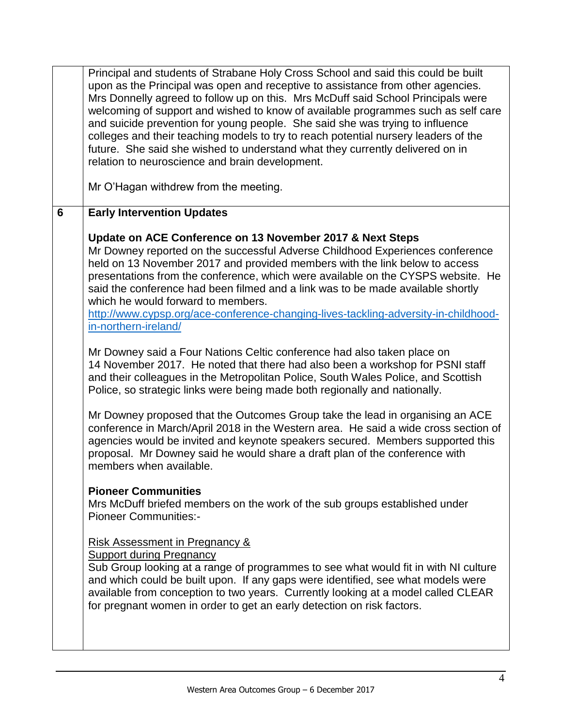|   |   |
|---|---|
|   | Principal and students of Strabane Holy Cross School and said this could be built upon as the Principal was open and receptive to assistance from other agencies. Mrs Donnelly agreed to follow up on this. Mrs McDuff said School Principals were welcoming of support and wished to know of available programmes such as self care and suicide prevention for young people. She said she was trying to influence colleges and their teaching models to try to reach potential nursery leaders of the future. She said she wished to understand what they currently delivered on in relation to neuroscience and brain development.<br><br>Mr O'Hagan withdrew from the meeting. |
| **6** | **Early Intervention Updates**<br><br>**Update on ACE Conference on 13 November 2017 & Next Steps**<br>Mr Downey reported on the successful Adverse Childhood Experiences conference held on 13 November 2017 and provided members with the link below to access presentations from the conference, which were available on the CYSPS website. He said the conference had been filmed and a link was to be made available shortly which he would forward to members.<br>http://www.cypsp.org/ace-conference-changing-lives-tackling-adversity-in-childhood-in-northern-ireland/<br><br>Mr Downey said a Four Nations Celtic conference had also taken place on 14 November 2017. He noted that there had also been a workshop for PSNI staff and their colleagues in the Metropolitan Police, South Wales Police, and Scottish Police, so strategic links were being made both regionally and nationally.<br><br>Mr Downey proposed that the Outcomes Group take the lead in organising an ACE conference in March/April 2018 in the Western area. He said a wide cross section of agencies would be invited and keynote speakers secured. Members supported this proposal. Mr Downey said he would share a draft plan of the conference with members when available.<br><br>**Pioneer Communities**<br>Mrs McDuff briefed members on the work of the sub groups established under Pioneer Communities:-<br><br><u>Risk Assessment in Pregnancy &</u><br><u>Support during Pregnancy</u><br>Sub Group looking at a range of programmes to see what would fit in with NI culture and which could be built upon. If any gaps were identified, see what models were available from conception to two years. Currently looking at a model called CLEAR for pregnant women in order to get an early detection on risk factors. |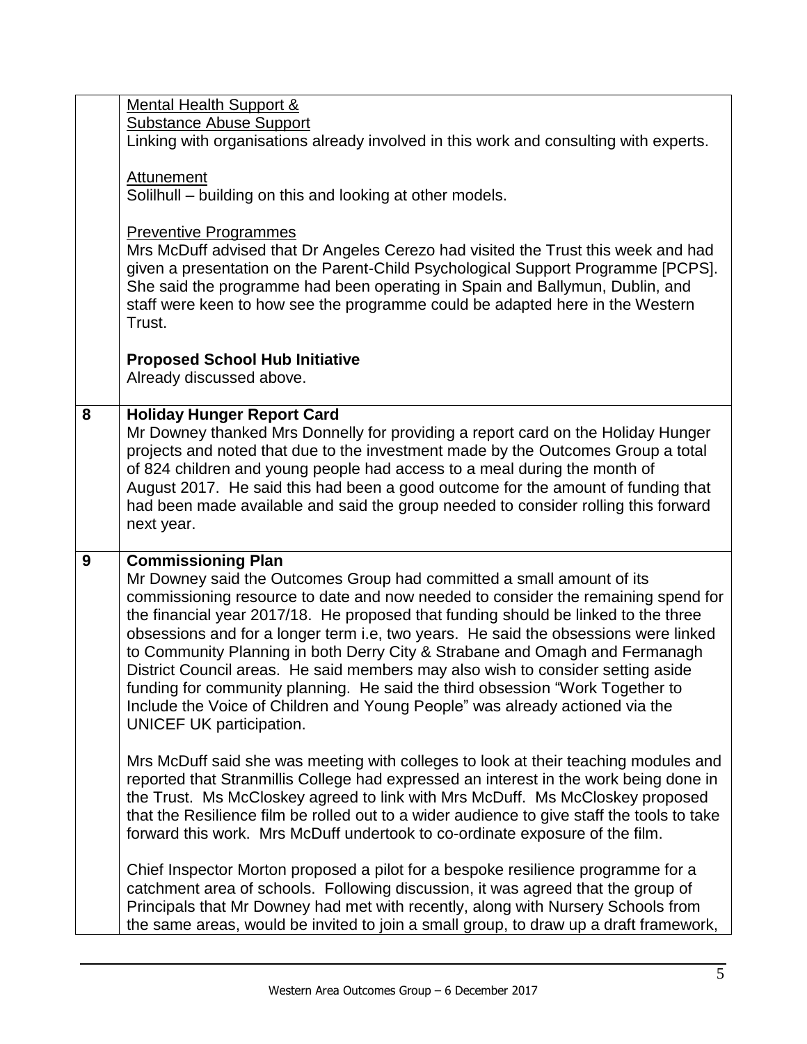| | |
|---|---|
| | <u>Mental Health Support &</u><br><u>Substance Abuse Support</u><br>Linking with organisations already involved in this work and consulting with experts.<br><br><u>Attunement</u><br>Solilhull – building on this and looking at other models.<br><br><u>Preventive Programmes</u><br>Mrs McDuff advised that Dr Angeles Cerezo had visited the Trust this week and had given a presentation on the Parent-Child Psychological Support Programme [PCPS]. She said the programme had been operating in Spain and Ballymun, Dublin, and staff were keen to how see the programme could be adapted here in the Western Trust.<br><br>**Proposed School Hub Initiative**<br>Already discussed above. |
| **8** | **Holiday Hunger Report Card**<br>Mr Downey thanked Mrs Donnelly for providing a report card on the Holiday Hunger projects and noted that due to the investment made by the Outcomes Group a total of 824 children and young people had access to a meal during the month of August 2017. He said this had been a good outcome for the amount of funding that had been made available and said the group needed to consider rolling this forward next year. |
| **9** | **Commissioning Plan**<br>Mr Downey said the Outcomes Group had committed a small amount of its commissioning resource to date and now needed to consider the remaining spend for the financial year 2017/18. He proposed that funding should be linked to the three obsessions and for a longer term i.e, two years. He said the obsessions were linked to Community Planning in both Derry City & Strabane and Omagh and Fermanagh District Council areas. He said members may also wish to consider setting aside funding for community planning. He said the third obsession "Work Together to Include the Voice of Children and Young People" was already actioned via the UNICEF UK participation.<br><br>Mrs McDuff said she was meeting with colleges to look at their teaching modules and reported that Stranmillis College had expressed an interest in the work being done in the Trust. Ms McCloskey agreed to link with Mrs McDuff. Ms McCloskey proposed that the Resilience film be rolled out to a wider audience to give staff the tools to take forward this work. Mrs McDuff undertook to co-ordinate exposure of the film.<br><br>Chief Inspector Morton proposed a pilot for a bespoke resilience programme for a catchment area of schools. Following discussion, it was agreed that the group of Principals that Mr Downey had met with recently, along with Nursery Schools from the same areas, would be invited to join a small group, to draw up a draft framework, |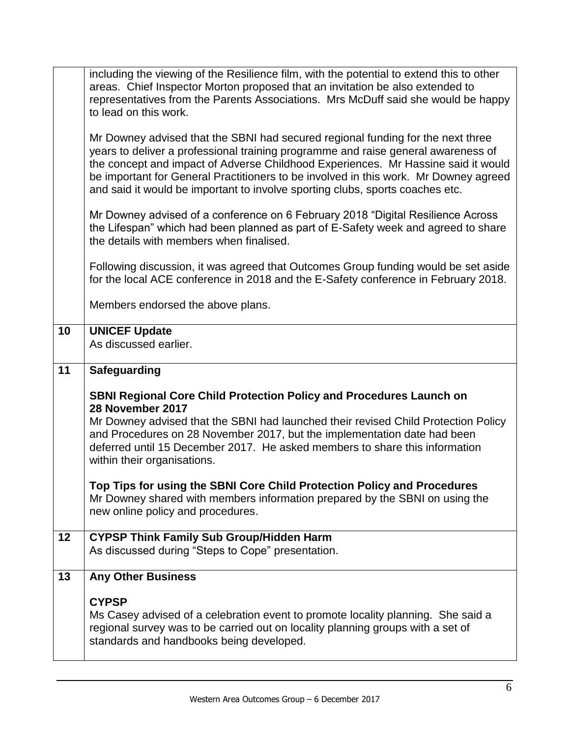| | |
|---|---|
| | including the viewing of the Resilience film, with the potential to extend this to other areas. Chief Inspector Morton proposed that an invitation be also extended to representatives from the Parents Associations. Mrs McDuff said she would be happy to lead on this work.<br><br>Mr Downey advised that the SBNI had secured regional funding for the next three years to deliver a professional training programme and raise general awareness of the concept and impact of Adverse Childhood Experiences. Mr Hassine said it would be important for General Practitioners to be involved in this work. Mr Downey agreed and said it would be important to involve sporting clubs, sports coaches etc.<br><br>Mr Downey advised of a conference on 6 February 2018 "Digital Resilience Across the Lifespan" which had been planned as part of E-Safety week and agreed to share the details with members when finalised.<br><br>Following discussion, it was agreed that Outcomes Group funding would be set aside for the local ACE conference in 2018 and the E-Safety conference in February 2018.<br><br>Members endorsed the above plans. |
| **10** | **UNICEF Update**<br>As discussed earlier. |
| **11** | **Safeguarding**<br><br>**SBNI Regional Core Child Protection Policy and Procedures Launch on 28 November 2017**<br>Mr Downey advised that the SBNI had launched their revised Child Protection Policy and Procedures on 28 November 2017, but the implementation date had been deferred until 15 December 2017. He asked members to share this information within their organisations.<br><br>**Top Tips for using the SBNI Core Child Protection Policy and Procedures**<br>Mr Downey shared with members information prepared by the SBNI on using the new online policy and procedures. |
| **12** | **CYPSP Think Family Sub Group/Hidden Harm**<br>As discussed during "Steps to Cope" presentation. |
| **13** | **Any Other Business**<br><br>**CYPSP**<br>Ms Casey advised of a celebration event to promote locality planning. She said a regional survey was to be carried out on locality planning groups with a set of standards and handbooks being developed. |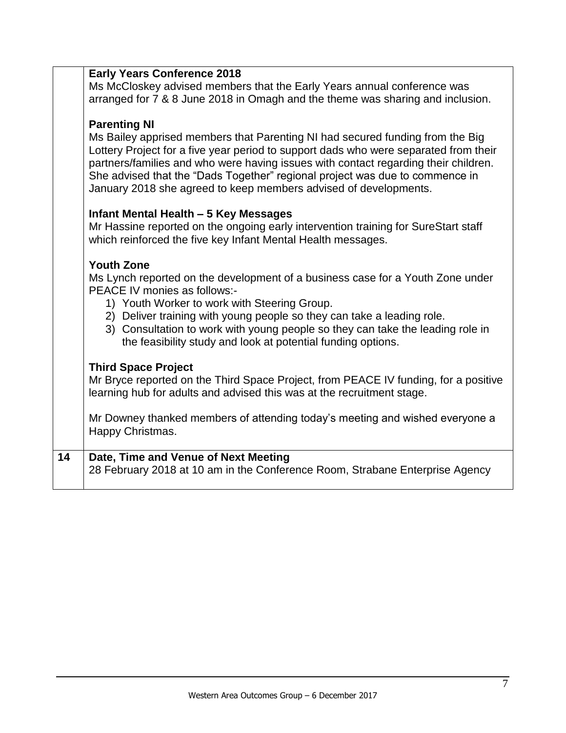| | |
|---|---|
| | **Early Years Conference 2018**<br>Ms McCloskey advised members that the Early Years annual conference was arranged for 7 & 8 June 2018 in Omagh and the theme was sharing and inclusion.<br><br>**Parenting NI**<br>Ms Bailey apprised members that Parenting NI had secured funding from the Big Lottery Project for a five year period to support dads who were separated from their partners/families and who were having issues with contact regarding their children. She advised that the "Dads Together" regional project was due to commence in January 2018 she agreed to keep members advised of developments.<br><br>**Infant Mental Health – 5 Key Messages**<br>Mr Hassine reported on the ongoing early intervention training for SureStart staff which reinforced the five key Infant Mental Health messages.<br><br>**Youth Zone**<br>Ms Lynch reported on the development of a business case for a Youth Zone under PEACE IV monies as follows:-<br>1) Youth Worker to work with Steering Group.<br>2) Deliver training with young people so they can take a leading role.<br>3) Consultation to work with young people so they can take the leading role in the feasibility study and look at potential funding options.<br><br>**Third Space Project**<br>Mr Bryce reported on the Third Space Project, from PEACE IV funding, for a positive learning hub for adults and advised this was at the recruitment stage.<br><br>Mr Downey thanked members of attending today's meeting and wished everyone a Happy Christmas. |
| **14** | **Date, Time and Venue of Next Meeting**<br>28 February 2018 at 10 am in the Conference Room, Strabane Enterprise Agency |